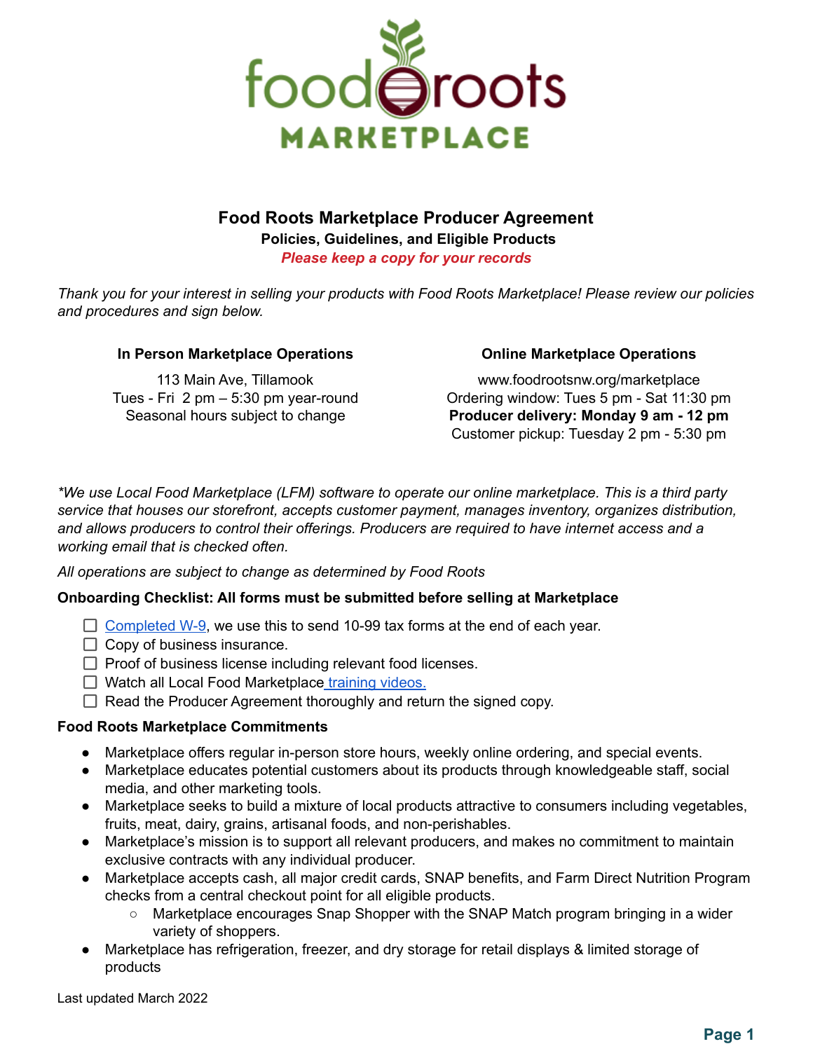# Food Roots Marketplace Producer Agreement

**Policies, Guidelines, and Eligible Products**

***Please keep a copy for your records***

*Thank you for your interest in selling your products with Food Roots Marketplace! Please review our policies and procedures and sign below.*

**In Person Marketplace Operations**

113 Main Ave, Tillamook
Tues - Fri 2 pm – 5:30 pm year-round
Seasonal hours subject to change

**Online Marketplace Operations**

www.foodrootsnw.org/marketplace
Ordering window: Tues 5 pm - Sat 11:30 pm
**Producer delivery: Monday 9 am - 12 pm**
Customer pickup: Tuesday 2 pm - 5:30 pm

*\*We use Local Food Marketplace (LFM) software to operate our online marketplace. This is a third party service that houses our storefront, accepts customer payment, manages inventory, organizes distribution, and allows producers to control their offerings. Producers are required to have internet access and a working email that is checked often.*

*All operations are subject to change as determined by Food Roots*

**Onboarding Checklist: All forms must be submitted before selling at Marketplace**

- [ ] Completed W-9, we use this to send 10-99 tax forms at the end of each year.
- [ ] Copy of business insurance.
- [ ] Proof of business license including relevant food licenses.
- [ ] Watch all Local Food Marketplace training videos.
- [ ] Read the Producer Agreement thoroughly and return the signed copy.

**Food Roots Marketplace Commitments**

- Marketplace offers regular in-person store hours, weekly online ordering, and special events.
- Marketplace educates potential customers about its products through knowledgeable staff, social media, and other marketing tools.
- Marketplace seeks to build a mixture of local products attractive to consumers including vegetables, fruits, meat, dairy, grains, artisanal foods, and non-perishables.
- Marketplace's mission is to support all relevant producers, and makes no commitment to maintain exclusive contracts with any individual producer.
- Marketplace accepts cash, all major credit cards, SNAP benefits, and Farm Direct Nutrition Program checks from a central checkout point for all eligible products.
  - Marketplace encourages Snap Shopper with the SNAP Match program bringing in a wider variety of shoppers.
- Marketplace has refrigeration, freezer, and dry storage for retail displays & limited storage of products

Last updated March 2022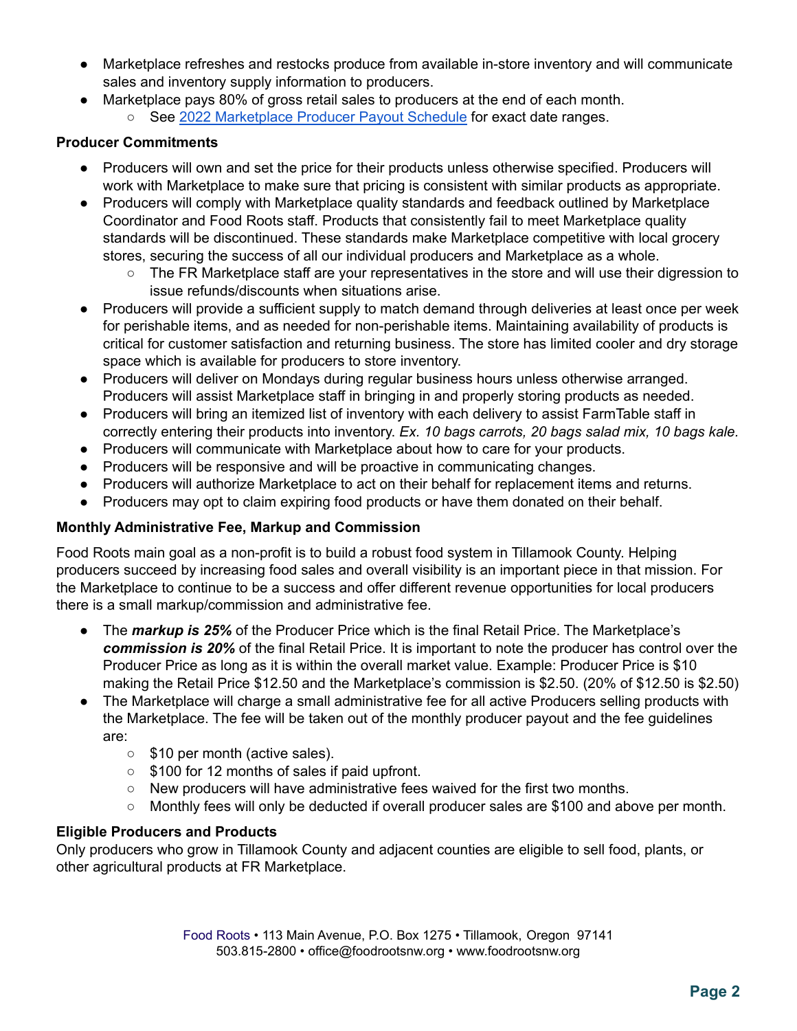- Marketplace refreshes and restocks produce from available in-store inventory and will communicate sales and inventory supply information to producers.
- Marketplace pays 80% of gross retail sales to producers at the end of each month.
  - See [2022 Marketplace Producer Payout Schedule]() for exact date ranges.

**Producer Commitments**

- Producers will own and set the price for their products unless otherwise specified. Producers will work with Marketplace to make sure that pricing is consistent with similar products as appropriate.
- Producers will comply with Marketplace quality standards and feedback outlined by Marketplace Coordinator and Food Roots staff. Products that consistently fail to meet Marketplace quality standards will be discontinued. These standards make Marketplace competitive with local grocery stores, securing the success of all our individual producers and Marketplace as a whole.
  - The FR Marketplace staff are your representatives in the store and will use their digression to issue refunds/discounts when situations arise.
- Producers will provide a sufficient supply to match demand through deliveries at least once per week for perishable items, and as needed for non-perishable items. Maintaining availability of products is critical for customer satisfaction and returning business. The store has limited cooler and dry storage space which is available for producers to store inventory.
- Producers will deliver on Mondays during regular business hours unless otherwise arranged. Producers will assist Marketplace staff in bringing in and properly storing products as needed.
- Producers will bring an itemized list of inventory with each delivery to assist FarmTable staff in correctly entering their products into inventory. *Ex. 10 bags carrots, 20 bags salad mix, 10 bags kale*.
- Producers will communicate with Marketplace about how to care for your products.
- Producers will be responsive and will be proactive in communicating changes.
- Producers will authorize Marketplace to act on their behalf for replacement items and returns.
- Producers may opt to claim expiring food products or have them donated on their behalf.

**Monthly Administrative Fee, Markup and Commission**

Food Roots main goal as a non-profit is to build a robust food system in Tillamook County. Helping producers succeed by increasing food sales and overall visibility is an important piece in that mission. For the Marketplace to continue to be a success and offer different revenue opportunities for local producers there is a small markup/commission and administrative fee.

- The ***markup is 25%*** of the Producer Price which is the final Retail Price. The Marketplace's ***commission is 20%*** of the final Retail Price. It is important to note the producer has control over the Producer Price as long as it is within the overall market value. Example: Producer Price is $10 making the Retail Price $12.50 and the Marketplace's commission is $2.50. (20% of $12.50 is $2.50)
- The Marketplace will charge a small administrative fee for all active Producers selling products with the Marketplace. The fee will be taken out of the monthly producer payout and the fee guidelines are:
  - $10 per month (active sales).
  - $100 for 12 months of sales if paid upfront.
  - New producers will have administrative fees waived for the first two months.
  - Monthly fees will only be deducted if overall producer sales are $100 and above per month.

**Eligible Producers and Products**

Only producers who grow in Tillamook County and adjacent counties are eligible to sell food, plants, or other agricultural products at FR Marketplace.

Food Roots • 113 Main Avenue, P.O. Box 1275 • Tillamook, Oregon 97141
503.815-2800 • office@foodrootsnw.org • www.foodrootsnw.org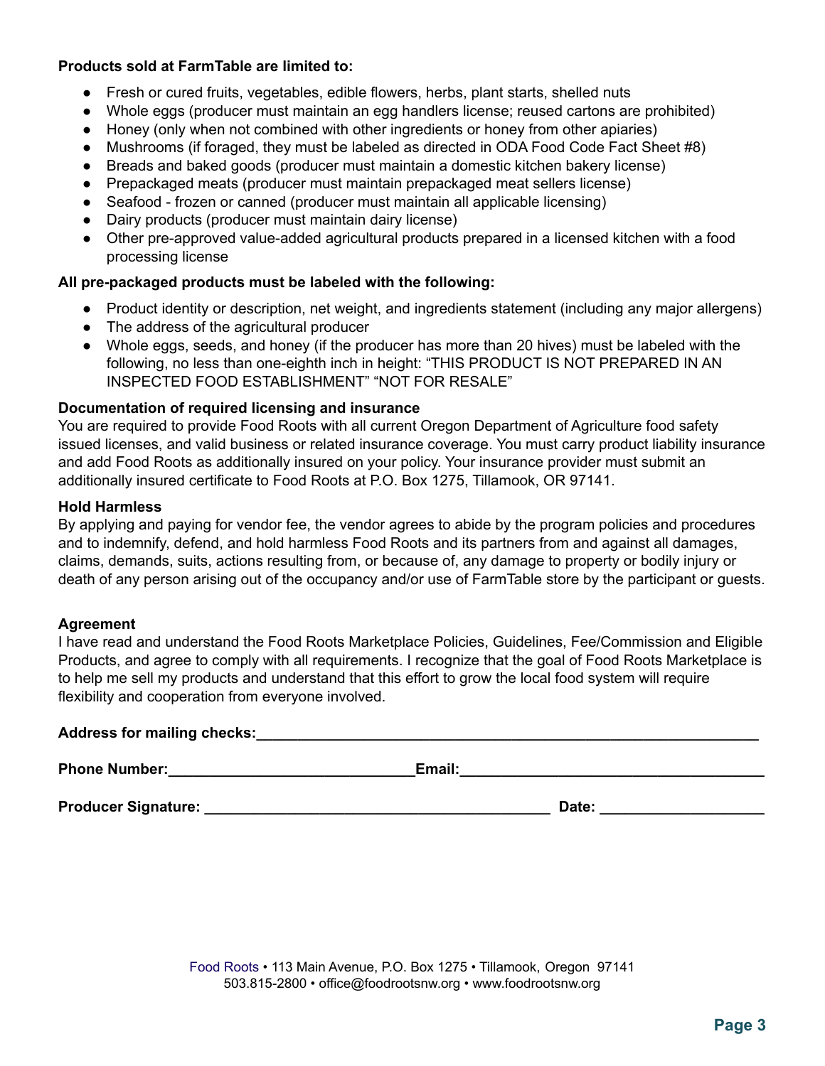**Products sold at FarmTable are limited to:**

- Fresh or cured fruits, vegetables, edible flowers, herbs, plant starts, shelled nuts
- Whole eggs (producer must maintain an egg handlers license; reused cartons are prohibited)
- Honey (only when not combined with other ingredients or honey from other apiaries)
- Mushrooms (if foraged, they must be labeled as directed in ODA Food Code Fact Sheet #8)
- Breads and baked goods (producer must maintain a domestic kitchen bakery license)
- Prepackaged meats (producer must maintain prepackaged meat sellers license)
- Seafood - frozen or canned (producer must maintain all applicable licensing)
- Dairy products (producer must maintain dairy license)
- Other pre-approved value-added agricultural products prepared in a licensed kitchen with a food processing license

**All pre-packaged products must be labeled with the following:**

- Product identity or description, net weight, and ingredients statement (including any major allergens)
- The address of the agricultural producer
- Whole eggs, seeds, and honey (if the producer has more than 20 hives) must be labeled with the following, no less than one-eighth inch in height: "THIS PRODUCT IS NOT PREPARED IN AN INSPECTED FOOD ESTABLISHMENT" "NOT FOR RESALE"

**Documentation of required licensing and insurance**

You are required to provide Food Roots with all current Oregon Department of Agriculture food safety issued licenses, and valid business or related insurance coverage. You must carry product liability insurance and add Food Roots as additionally insured on your policy. Your insurance provider must submit an additionally insured certificate to Food Roots at P.O. Box 1275, Tillamook, OR 97141.

**Hold Harmless**

By applying and paying for vendor fee, the vendor agrees to abide by the program policies and procedures and to indemnify, defend, and hold harmless Food Roots and its partners from and against all damages, claims, demands, suits, actions resulting from, or because of, any damage to property or bodily injury or death of any person arising out of the occupancy and/or use of FarmTable store by the participant or guests.

**Agreement**

I have read and understand the Food Roots Marketplace Policies, Guidelines, Fee/Commission and Eligible Products, and agree to comply with all requirements. I recognize that the goal of Food Roots Marketplace is to help me sell my products and understand that this effort to grow the local food system will require flexibility and cooperation from everyone involved.

**Address for mailing checks:**_______________________________________________________________

**Phone Number:**_____________________________**Email:**____________________________________

**Producer Signature:** _________________________________________ **Date:** ___________________

Food Roots • 113 Main Avenue, P.O. Box 1275 • Tillamook, Oregon 97141
503.815-2800 • office@foodrootsnw.org • www.foodrootsnw.org